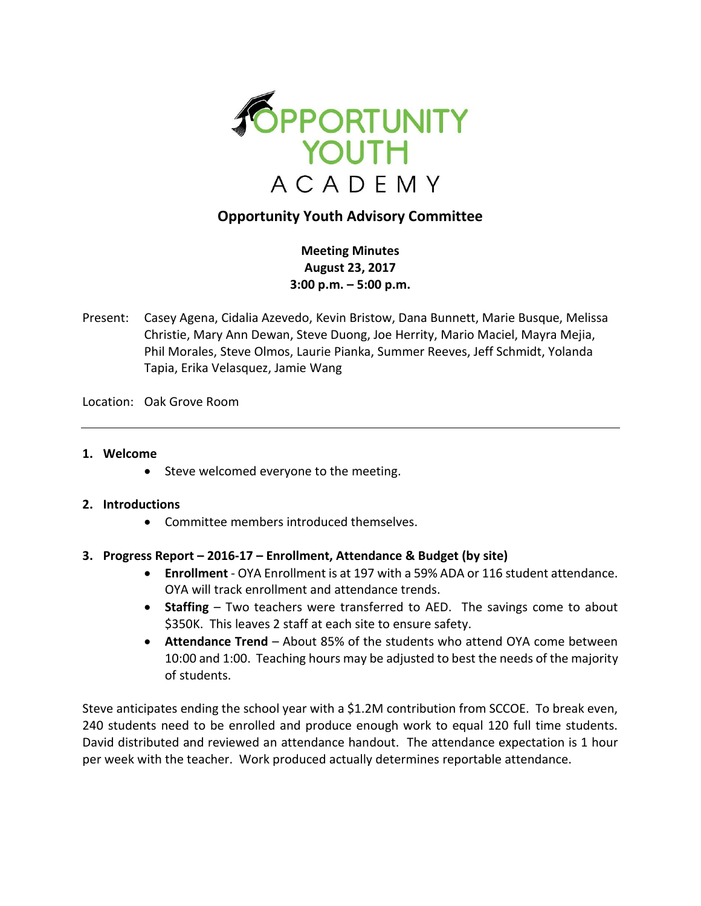# OPPORTUNITY YOUTH ACADEMY

## Opportunity Youth Advisory Committee

**Meeting Minutes**
**August 23, 2017**
**3:00 p.m. – 5:00 p.m.**

Present: Casey Agena, Cidalia Azevedo, Kevin Bristow, Dana Bunnett, Marie Busque, Melissa Christie, Mary Ann Dewan, Steve Duong, Joe Herrity, Mario Maciel, Mayra Mejia, Phil Morales, Steve Olmos, Laurie Pianka, Summer Reeves, Jeff Schmidt, Yolanda Tapia, Erika Velasquez, Jamie Wang

Location: Oak Grove Room

---

**1. Welcome**

- Steve welcomed everyone to the meeting.

**2. Introductions**

- Committee members introduced themselves.

**3. Progress Report – 2016-17 – Enrollment, Attendance & Budget (by site)**

- **Enrollment** - OYA Enrollment is at 197 with a 59% ADA or 116 student attendance. OYA will track enrollment and attendance trends.
- **Staffing** – Two teachers were transferred to AED. The savings come to about $350K. This leaves 2 staff at each site to ensure safety.
- **Attendance Trend** – About 85% of the students who attend OYA come between 10:00 and 1:00. Teaching hours may be adjusted to best the needs of the majority of students.

Steve anticipates ending the school year with a $1.2M contribution from SCCOE. To break even, 240 students need to be enrolled and produce enough work to equal 120 full time students. David distributed and reviewed an attendance handout. The attendance expectation is 1 hour per week with the teacher. Work produced actually determines reportable attendance.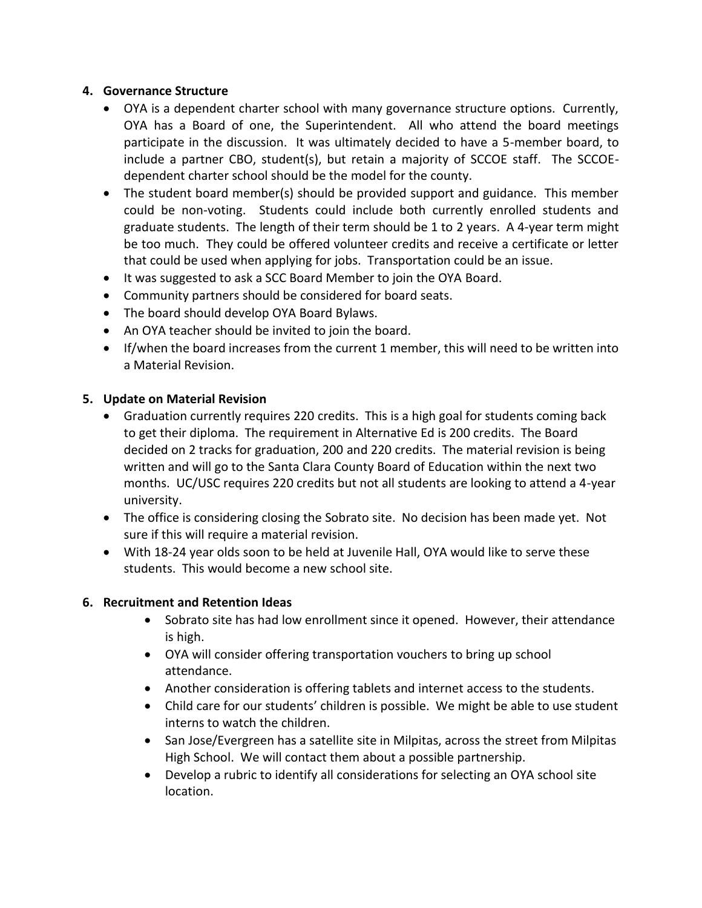**4. Governance Structure**

- OYA is a dependent charter school with many governance structure options. Currently, OYA has a Board of one, the Superintendent. All who attend the board meetings participate in the discussion. It was ultimately decided to have a 5-member board, to include a partner CBO, student(s), but retain a majority of SCCOE staff. The SCCOE-dependent charter school should be the model for the county.
- The student board member(s) should be provided support and guidance. This member could be non-voting. Students could include both currently enrolled students and graduate students. The length of their term should be 1 to 2 years. A 4-year term might be too much. They could be offered volunteer credits and receive a certificate or letter that could be used when applying for jobs. Transportation could be an issue.
- It was suggested to ask a SCC Board Member to join the OYA Board.
- Community partners should be considered for board seats.
- The board should develop OYA Board Bylaws.
- An OYA teacher should be invited to join the board.
- If/when the board increases from the current 1 member, this will need to be written into a Material Revision.

**5. Update on Material Revision**

- Graduation currently requires 220 credits. This is a high goal for students coming back to get their diploma. The requirement in Alternative Ed is 200 credits. The Board decided on 2 tracks for graduation, 200 and 220 credits. The material revision is being written and will go to the Santa Clara County Board of Education within the next two months. UC/USC requires 220 credits but not all students are looking to attend a 4-year university.
- The office is considering closing the Sobrato site. No decision has been made yet. Not sure if this will require a material revision.
- With 18-24 year olds soon to be held at Juvenile Hall, OYA would like to serve these students. This would become a new school site.

**6. Recruitment and Retention Ideas**

- Sobrato site has had low enrollment since it opened. However, their attendance is high.
- OYA will consider offering transportation vouchers to bring up school attendance.
- Another consideration is offering tablets and internet access to the students.
- Child care for our students' children is possible. We might be able to use student interns to watch the children.
- San Jose/Evergreen has a satellite site in Milpitas, across the street from Milpitas High School. We will contact them about a possible partnership.
- Develop a rubric to identify all considerations for selecting an OYA school site location.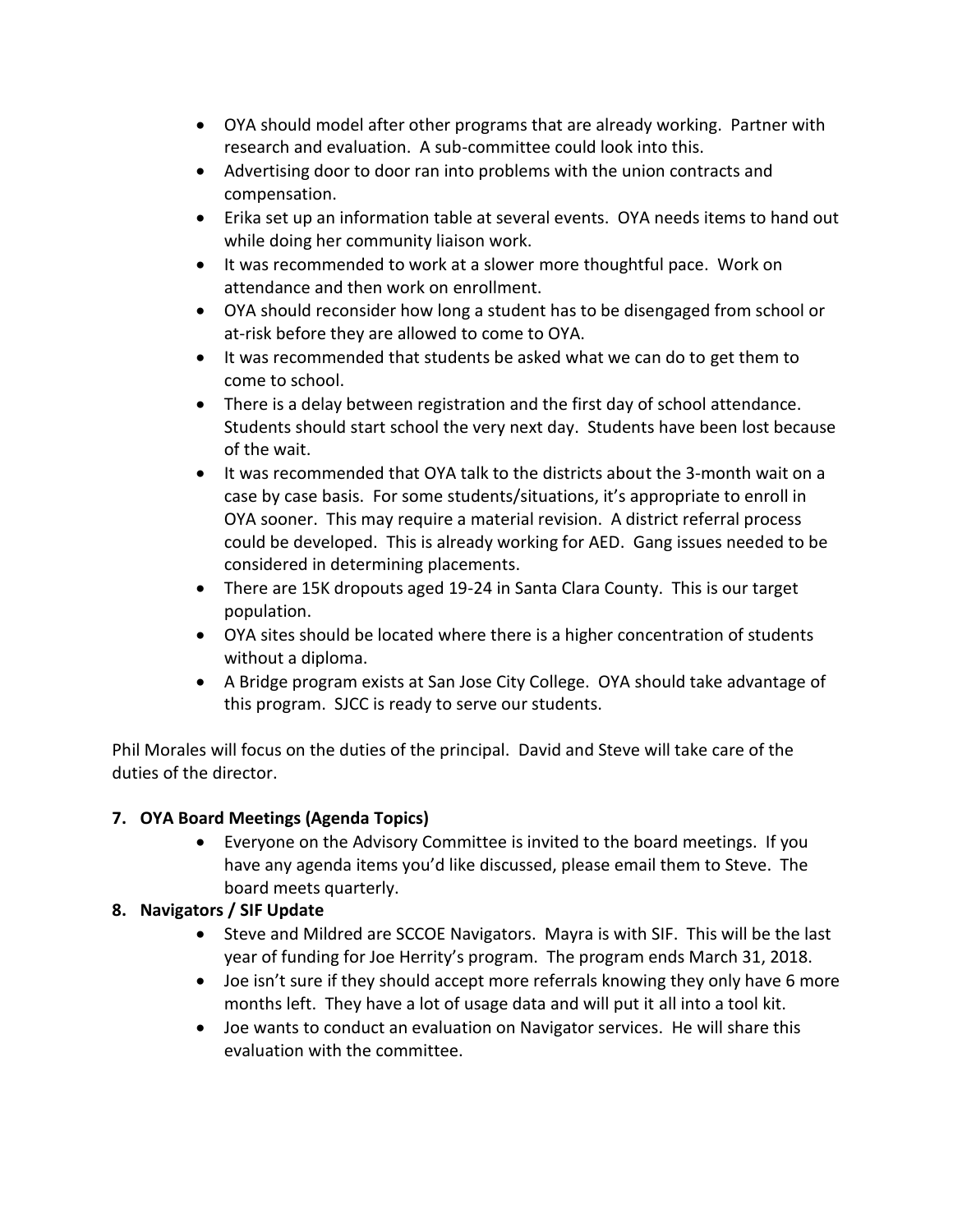- OYA should model after other programs that are already working. Partner with research and evaluation. A sub-committee could look into this.
- Advertising door to door ran into problems with the union contracts and compensation.
- Erika set up an information table at several events. OYA needs items to hand out while doing her community liaison work.
- It was recommended to work at a slower more thoughtful pace. Work on attendance and then work on enrollment.
- OYA should reconsider how long a student has to be disengaged from school or at-risk before they are allowed to come to OYA.
- It was recommended that students be asked what we can do to get them to come to school.
- There is a delay between registration and the first day of school attendance. Students should start school the very next day. Students have been lost because of the wait.
- It was recommended that OYA talk to the districts about the 3-month wait on a case by case basis. For some students/situations, it's appropriate to enroll in OYA sooner. This may require a material revision. A district referral process could be developed. This is already working for AED. Gang issues needed to be considered in determining placements.
- There are 15K dropouts aged 19-24 in Santa Clara County. This is our target population.
- OYA sites should be located where there is a higher concentration of students without a diploma.
- A Bridge program exists at San Jose City College. OYA should take advantage of this program. SJCC is ready to serve our students.

Phil Morales will focus on the duties of the principal. David and Steve will take care of the duties of the director.

**7. OYA Board Meetings (Agenda Topics)**

- Everyone on the Advisory Committee is invited to the board meetings. If you have any agenda items you'd like discussed, please email them to Steve. The board meets quarterly.

**8. Navigators / SIF Update**

- Steve and Mildred are SCCOE Navigators. Mayra is with SIF. This will be the last year of funding for Joe Herrity's program. The program ends March 31, 2018.
- Joe isn't sure if they should accept more referrals knowing they only have 6 more months left. They have a lot of usage data and will put it all into a tool kit.
- Joe wants to conduct an evaluation on Navigator services. He will share this evaluation with the committee.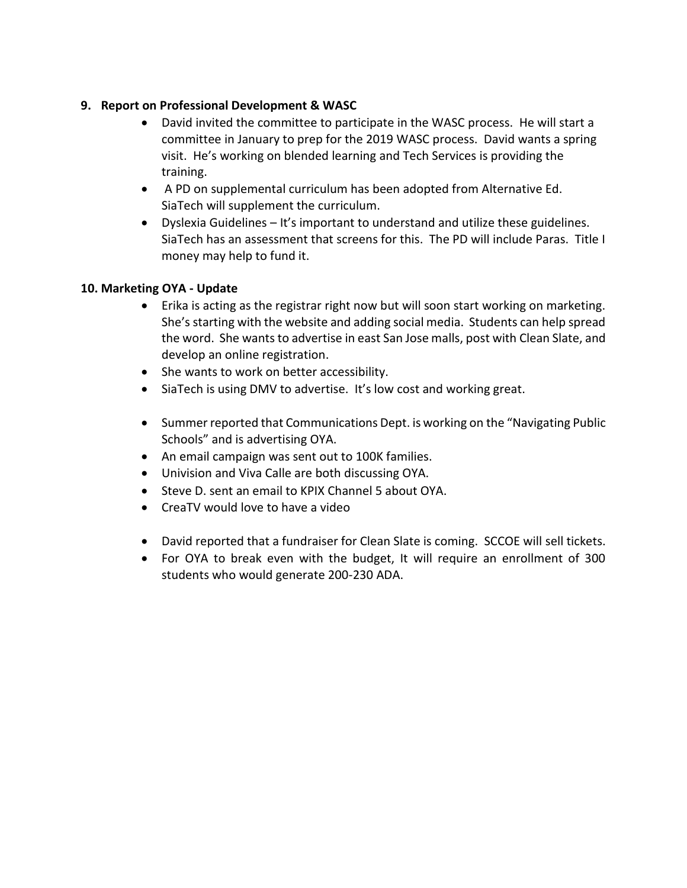**9. Report on Professional Development & WASC**

- David invited the committee to participate in the WASC process. He will start a committee in January to prep for the 2019 WASC process. David wants a spring visit. He's working on blended learning and Tech Services is providing the training.
- A PD on supplemental curriculum has been adopted from Alternative Ed. SiaTech will supplement the curriculum.
- Dyslexia Guidelines – It's important to understand and utilize these guidelines. SiaTech has an assessment that screens for this. The PD will include Paras. Title I money may help to fund it.

**10. Marketing OYA - Update**

- Erika is acting as the registrar right now but will soon start working on marketing. She's starting with the website and adding social media. Students can help spread the word. She wants to advertise in east San Jose malls, post with Clean Slate, and develop an online registration.
- She wants to work on better accessibility.
- SiaTech is using DMV to advertise. It's low cost and working great.

- Summer reported that Communications Dept. is working on the "Navigating Public Schools" and is advertising OYA.
- An email campaign was sent out to 100K families.
- Univision and Viva Calle are both discussing OYA.
- Steve D. sent an email to KPIX Channel 5 about OYA.
- CreaTV would love to have a video

- David reported that a fundraiser for Clean Slate is coming. SCCOE will sell tickets.
- For OYA to break even with the budget, It will require an enrollment of 300 students who would generate 200-230 ADA.